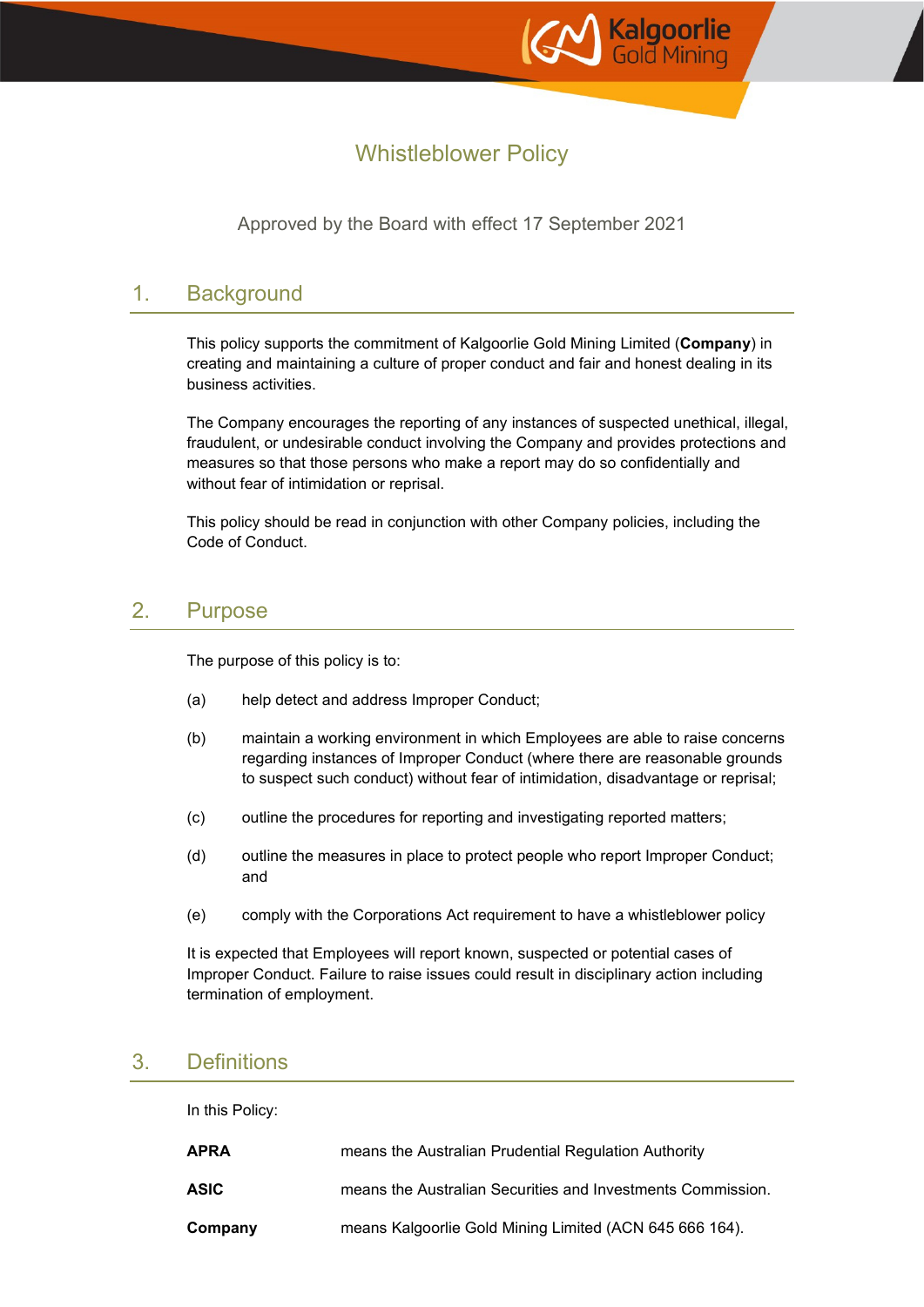# Whistleblower Policy

Approved by the Board with effect 17 September 2021

## 1. Background

This policy supports the commitment of Kalgoorlie Gold Mining Limited (**Company**) in creating and maintaining a culture of proper conduct and fair and honest dealing in its business activities.

The Company encourages the reporting of any instances of suspected unethical, illegal, fraudulent, or undesirable conduct involving the Company and provides protections and measures so that those persons who make a report may do so confidentially and without fear of intimidation or reprisal.

This policy should be read in conjunction with other Company policies, including the Code of Conduct.

## 2. Purpose

The purpose of this policy is to:

(a) help detect and address Improper Conduct;

(b) maintain a working environment in which Employees are able to raise concerns regarding instances of Improper Conduct (where there are reasonable grounds to suspect such conduct) without fear of intimidation, disadvantage or reprisal;

(c) outline the procedures for reporting and investigating reported matters;

(d) outline the measures in place to protect people who report Improper Conduct; and

(e) comply with the Corporations Act requirement to have a whistleblower policy

It is expected that Employees will report known, suspected or potential cases of Improper Conduct. Failure to raise issues could result in disciplinary action including termination of employment.

## 3. Definitions

In this Policy:

**APRA** means the Australian Prudential Regulation Authority

**ASIC** means the Australian Securities and Investments Commission.

**Company** means Kalgoorlie Gold Mining Limited (ACN 645 666 164).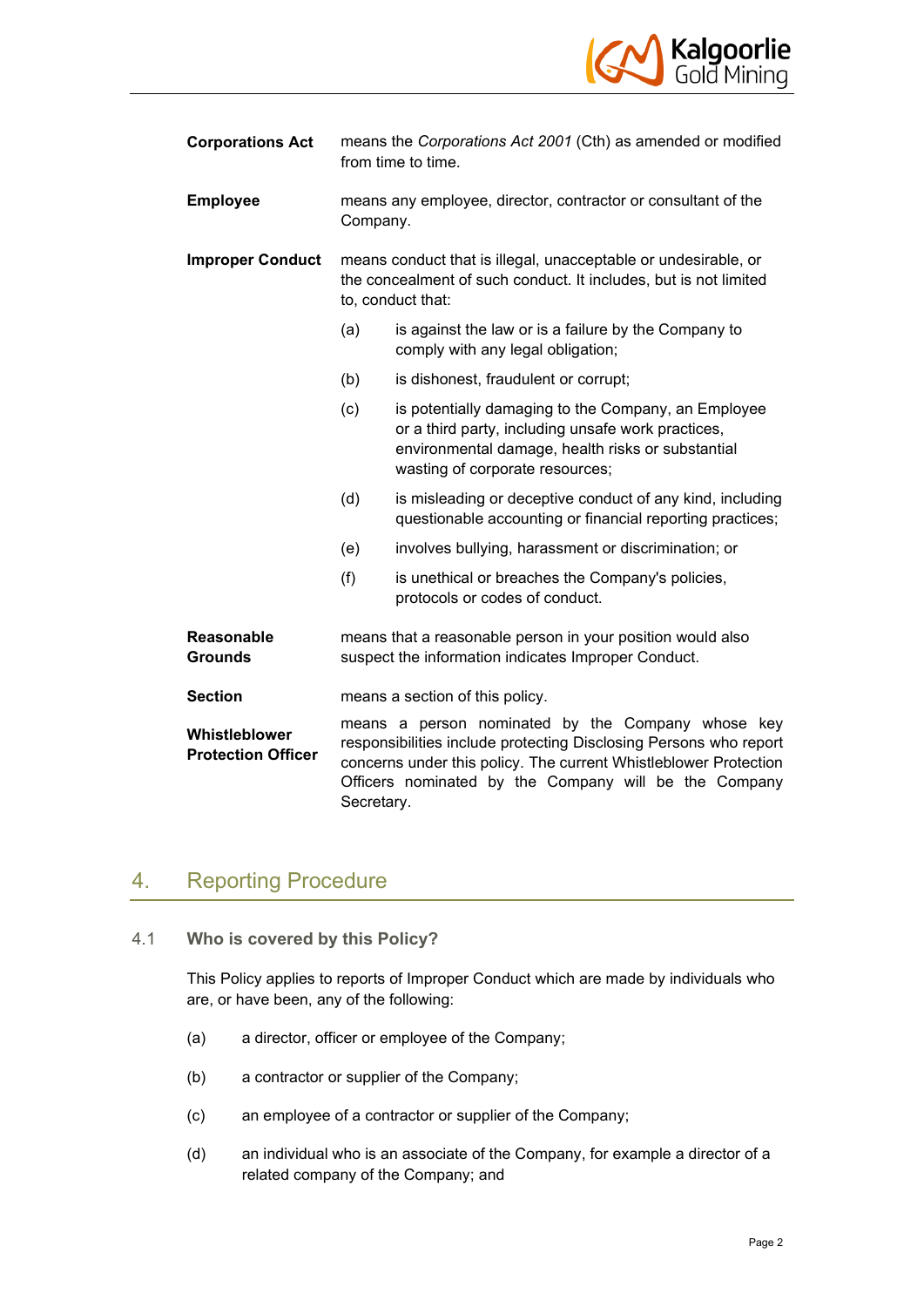| | |
|---|---|
| **Corporations Act** | means the *Corporations Act 2001* (Cth) as amended or modified from time to time. |
| **Employee** | means any employee, director, contractor or consultant of the Company. |
| **Improper Conduct** | means conduct that is illegal, unacceptable or undesirable, or the concealment of such conduct. It includes, but is not limited to, conduct that: (a) is against the law or is a failure by the Company to comply with any legal obligation; (b) is dishonest, fraudulent or corrupt; (c) is potentially damaging to the Company, an Employee or a third party, including unsafe work practices, environmental damage, health risks or substantial wasting of corporate resources; (d) is misleading or deceptive conduct of any kind, including questionable accounting or financial reporting practices; (e) involves bullying, harassment or discrimination; or (f) is unethical or breaches the Company's policies, protocols or codes of conduct. |
| **Reasonable Grounds** | means that a reasonable person in your position would also suspect the information indicates Improper Conduct. |
| **Section** | means a section of this policy. |
| **Whistleblower Protection Officer** | means a person nominated by the Company whose key responsibilities include protecting Disclosing Persons who report concerns under this policy. The current Whistleblower Protection Officers nominated by the Company will be the Company Secretary. |

## 4. Reporting Procedure

### 4.1 Who is covered by this Policy?

This Policy applies to reports of Improper Conduct which are made by individuals who are, or have been, any of the following:

(a) a director, officer or employee of the Company;

(b) a contractor or supplier of the Company;

(c) an employee of a contractor or supplier of the Company;

(d) an individual who is an associate of the Company, for example a director of a related company of the Company; and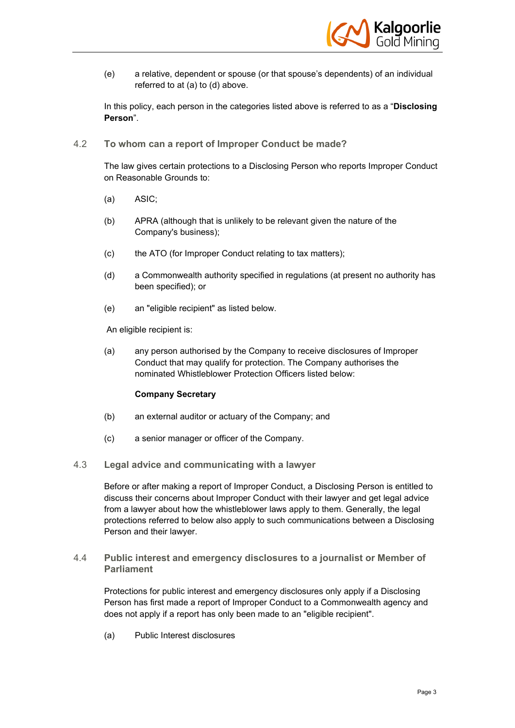(e) a relative, dependent or spouse (or that spouse's dependents) of an individual referred to at (a) to (d) above.

In this policy, each person in the categories listed above is referred to as a "**Disclosing Person**".

### 4.2 To whom can a report of Improper Conduct be made?

The law gives certain protections to a Disclosing Person who reports Improper Conduct on Reasonable Grounds to:

(a) ASIC;

(b) APRA (although that is unlikely to be relevant given the nature of the Company's business);

(c) the ATO (for Improper Conduct relating to tax matters);

(d) a Commonwealth authority specified in regulations (at present no authority has been specified); or

(e) an "eligible recipient" as listed below.

An eligible recipient is:

(a) any person authorised by the Company to receive disclosures of Improper Conduct that may qualify for protection. The Company authorises the nominated Whistleblower Protection Officers listed below:

**Company Secretary**

(b) an external auditor or actuary of the Company; and

(c) a senior manager or officer of the Company.

### 4.3 Legal advice and communicating with a lawyer

Before or after making a report of Improper Conduct, a Disclosing Person is entitled to discuss their concerns about Improper Conduct with their lawyer and get legal advice from a lawyer about how the whistleblower laws apply to them. Generally, the legal protections referred to below also apply to such communications between a Disclosing Person and their lawyer.

### 4.4 Public interest and emergency disclosures to a journalist or Member of Parliament

Protections for public interest and emergency disclosures only apply if a Disclosing Person has first made a report of Improper Conduct to a Commonwealth agency and does not apply if a report has only been made to an "eligible recipient".

(a) Public Interest disclosures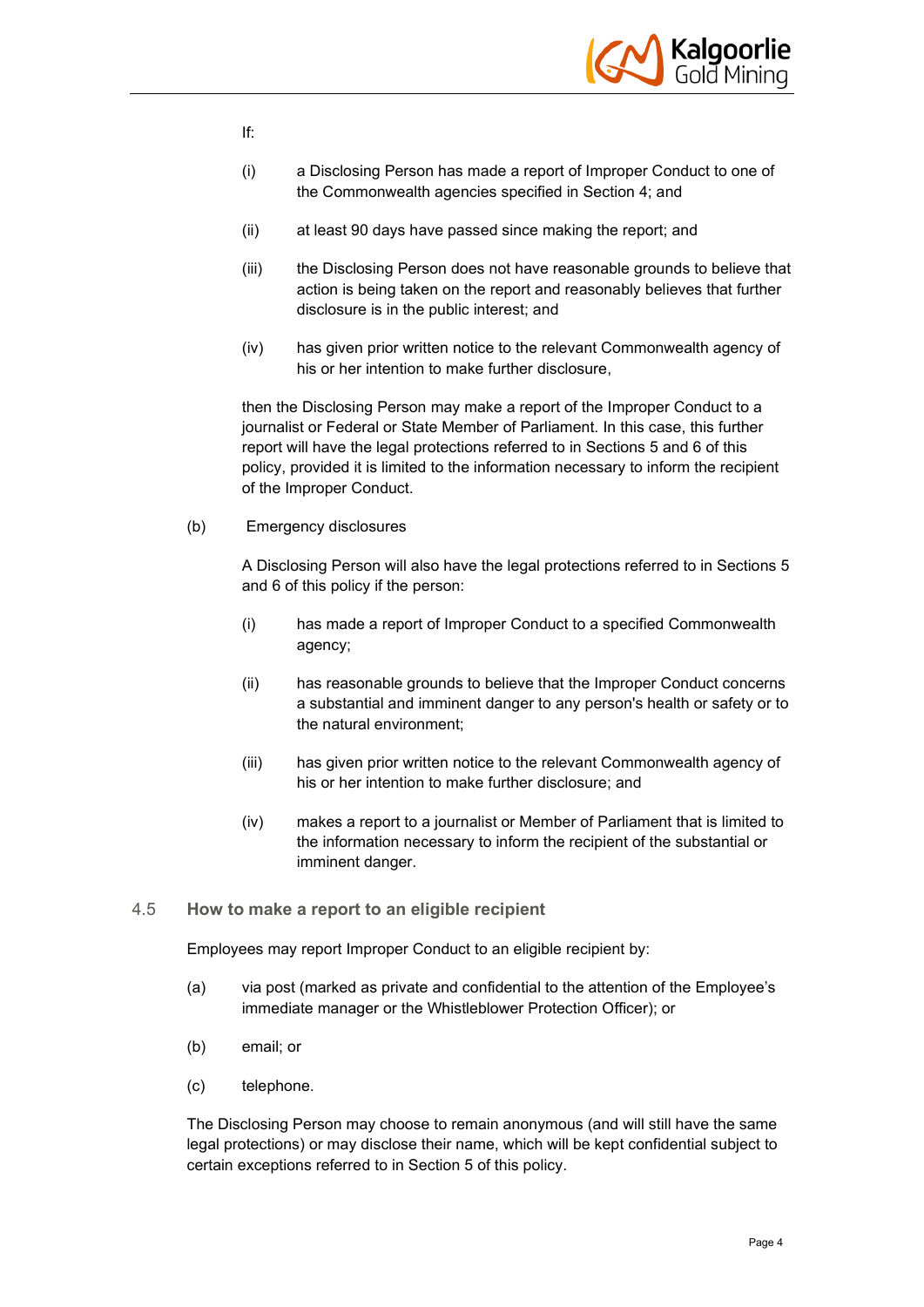If:

(i) a Disclosing Person has made a report of Improper Conduct to one of the Commonwealth agencies specified in Section 4; and

(ii) at least 90 days have passed since making the report; and

(iii) the Disclosing Person does not have reasonable grounds to believe that action is being taken on the report and reasonably believes that further disclosure is in the public interest; and

(iv) has given prior written notice to the relevant Commonwealth agency of his or her intention to make further disclosure,

then the Disclosing Person may make a report of the Improper Conduct to a journalist or Federal or State Member of Parliament. In this case, this further report will have the legal protections referred to in Sections 5 and 6 of this policy, provided it is limited to the information necessary to inform the recipient of the Improper Conduct.

(b) Emergency disclosures

A Disclosing Person will also have the legal protections referred to in Sections 5 and 6 of this policy if the person:

(i) has made a report of Improper Conduct to a specified Commonwealth agency;

(ii) has reasonable grounds to believe that the Improper Conduct concerns a substantial and imminent danger to any person's health or safety or to the natural environment;

(iii) has given prior written notice to the relevant Commonwealth agency of his or her intention to make further disclosure; and

(iv) makes a report to a journalist or Member of Parliament that is limited to the information necessary to inform the recipient of the substantial or imminent danger.

### 4.5 How to make a report to an eligible recipient

Employees may report Improper Conduct to an eligible recipient by:

(a) via post (marked as private and confidential to the attention of the Employee's immediate manager or the Whistleblower Protection Officer); or

(b) email; or

(c) telephone.

The Disclosing Person may choose to remain anonymous (and will still have the same legal protections) or may disclose their name, which will be kept confidential subject to certain exceptions referred to in Section 5 of this policy.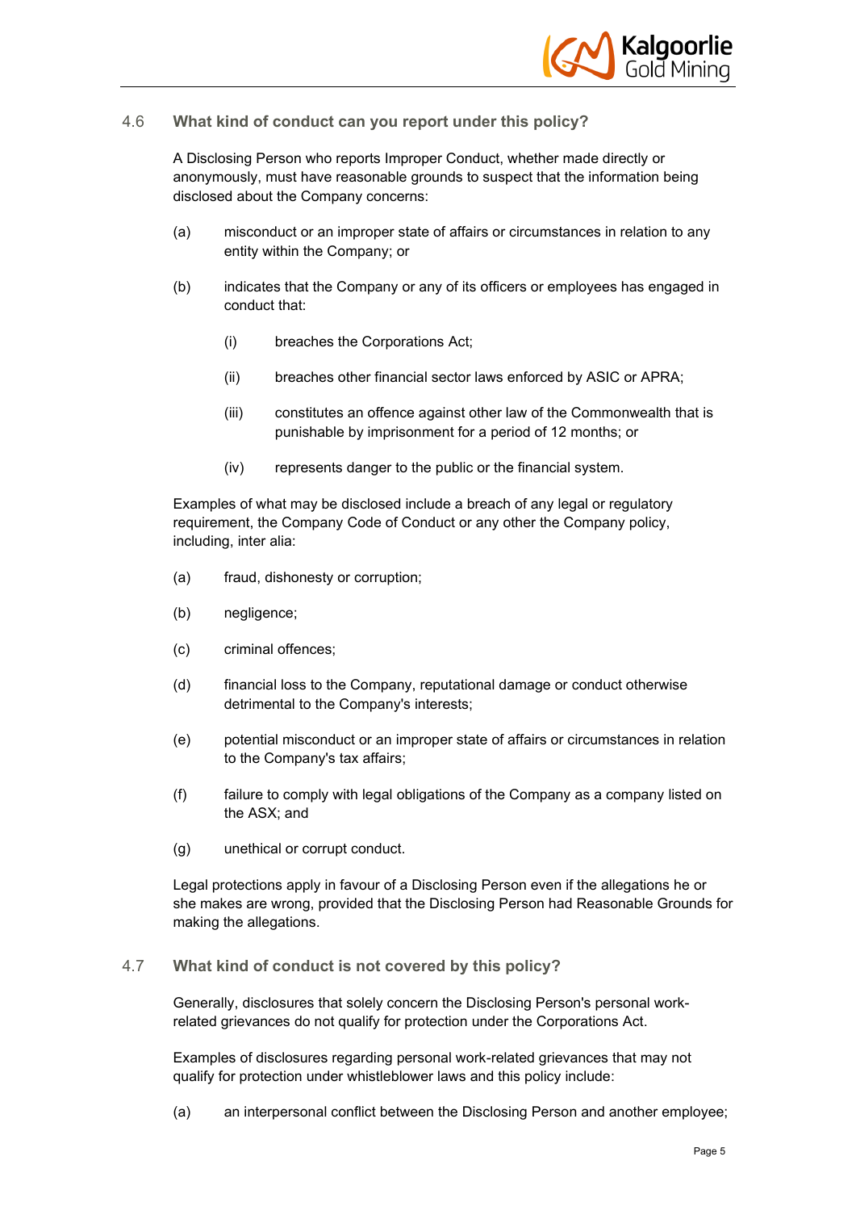### 4.6 What kind of conduct can you report under this policy?

A Disclosing Person who reports Improper Conduct, whether made directly or anonymously, must have reasonable grounds to suspect that the information being disclosed about the Company concerns:

(a) misconduct or an improper state of affairs or circumstances in relation to any entity within the Company; or

(b) indicates that the Company or any of its officers or employees has engaged in conduct that:

  (i) breaches the Corporations Act;

  (ii) breaches other financial sector laws enforced by ASIC or APRA;

  (iii) constitutes an offence against other law of the Commonwealth that is punishable by imprisonment for a period of 12 months; or

  (iv) represents danger to the public or the financial system.

Examples of what may be disclosed include a breach of any legal or regulatory requirement, the Company Code of Conduct or any other the Company policy, including, inter alia:

(a) fraud, dishonesty or corruption;

(b) negligence;

(c) criminal offences;

(d) financial loss to the Company, reputational damage or conduct otherwise detrimental to the Company's interests;

(e) potential misconduct or an improper state of affairs or circumstances in relation to the Company's tax affairs;

(f) failure to comply with legal obligations of the Company as a company listed on the ASX; and

(g) unethical or corrupt conduct.

Legal protections apply in favour of a Disclosing Person even if the allegations he or she makes are wrong, provided that the Disclosing Person had Reasonable Grounds for making the allegations.

### 4.7 What kind of conduct is not covered by this policy?

Generally, disclosures that solely concern the Disclosing Person's personal work-related grievances do not qualify for protection under the Corporations Act.

Examples of disclosures regarding personal work-related grievances that may not qualify for protection under whistleblower laws and this policy include:

(a) an interpersonal conflict between the Disclosing Person and another employee;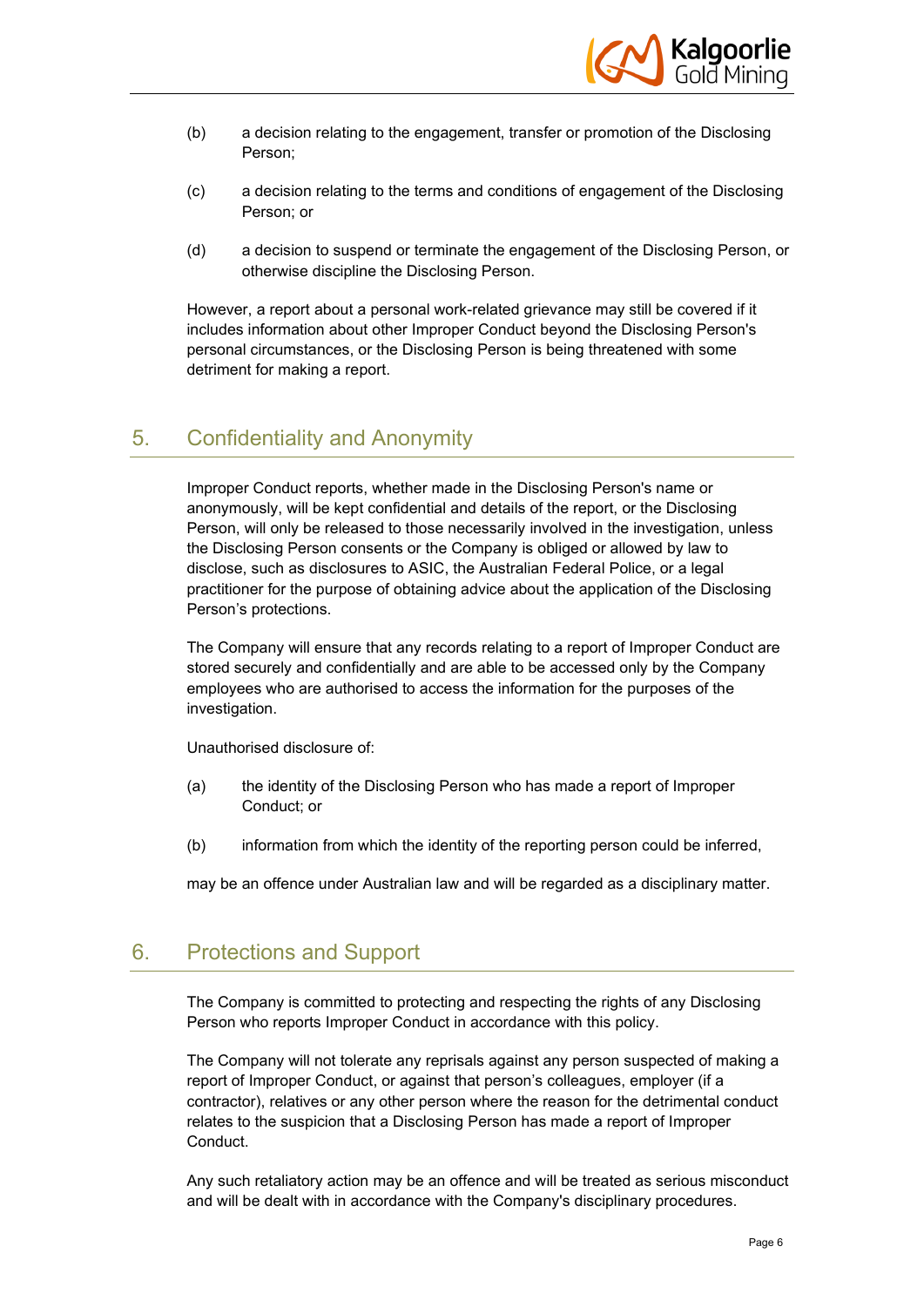(b) a decision relating to the engagement, transfer or promotion of the Disclosing Person;

(c) a decision relating to the terms and conditions of engagement of the Disclosing Person; or

(d) a decision to suspend or terminate the engagement of the Disclosing Person, or otherwise discipline the Disclosing Person.

However, a report about a personal work-related grievance may still be covered if it includes information about other Improper Conduct beyond the Disclosing Person's personal circumstances, or the Disclosing Person is being threatened with some detriment for making a report.

## 5. Confidentiality and Anonymity

Improper Conduct reports, whether made in the Disclosing Person's name or anonymously, will be kept confidential and details of the report, or the Disclosing Person, will only be released to those necessarily involved in the investigation, unless the Disclosing Person consents or the Company is obliged or allowed by law to disclose, such as disclosures to ASIC, the Australian Federal Police, or a legal practitioner for the purpose of obtaining advice about the application of the Disclosing Person's protections.

The Company will ensure that any records relating to a report of Improper Conduct are stored securely and confidentially and are able to be accessed only by the Company employees who are authorised to access the information for the purposes of the investigation.

Unauthorised disclosure of:

(a) the identity of the Disclosing Person who has made a report of Improper Conduct; or

(b) information from which the identity of the reporting person could be inferred,

may be an offence under Australian law and will be regarded as a disciplinary matter.

## 6. Protections and Support

The Company is committed to protecting and respecting the rights of any Disclosing Person who reports Improper Conduct in accordance with this policy.

The Company will not tolerate any reprisals against any person suspected of making a report of Improper Conduct, or against that person's colleagues, employer (if a contractor), relatives or any other person where the reason for the detrimental conduct relates to the suspicion that a Disclosing Person has made a report of Improper Conduct.

Any such retaliatory action may be an offence and will be treated as serious misconduct and will be dealt with in accordance with the Company's disciplinary procedures.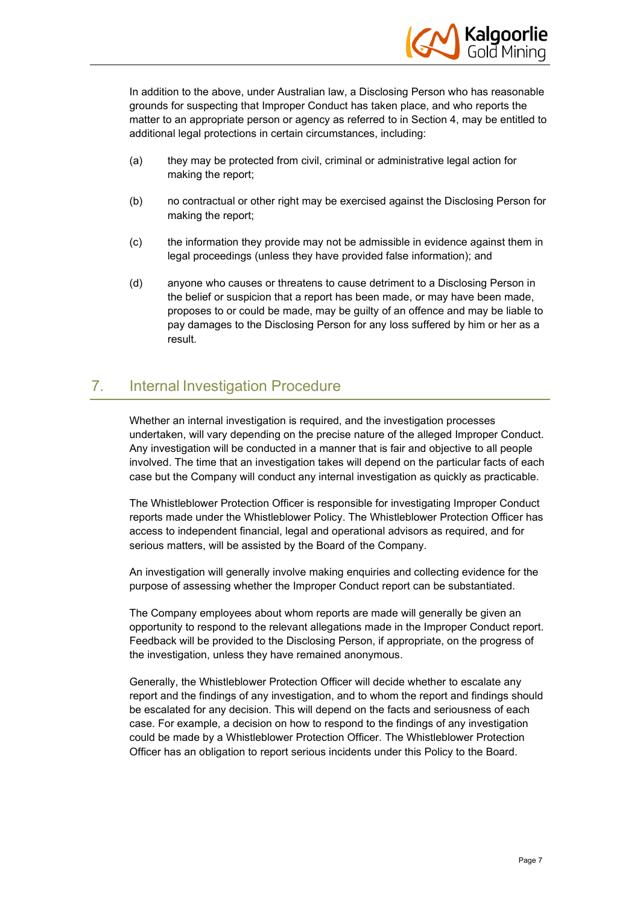In addition to the above, under Australian law, a Disclosing Person who has reasonable grounds for suspecting that Improper Conduct has taken place, and who reports the matter to an appropriate person or agency as referred to in Section 4, may be entitled to additional legal protections in certain circumstances, including:

(a) they may be protected from civil, criminal or administrative legal action for making the report;

(b) no contractual or other right may be exercised against the Disclosing Person for making the report;

(c) the information they provide may not be admissible in evidence against them in legal proceedings (unless they have provided false information); and

(d) anyone who causes or threatens to cause detriment to a Disclosing Person in the belief or suspicion that a report has been made, or may have been made, proposes to or could be made, may be guilty of an offence and may be liable to pay damages to the Disclosing Person for any loss suffered by him or her as a result.

## 7. Internal Investigation Procedure

Whether an internal investigation is required, and the investigation processes undertaken, will vary depending on the precise nature of the alleged Improper Conduct. Any investigation will be conducted in a manner that is fair and objective to all people involved. The time that an investigation takes will depend on the particular facts of each case but the Company will conduct any internal investigation as quickly as practicable.

The Whistleblower Protection Officer is responsible for investigating Improper Conduct reports made under the Whistleblower Policy. The Whistleblower Protection Officer has access to independent financial, legal and operational advisors as required, and for serious matters, will be assisted by the Board of the Company.

An investigation will generally involve making enquiries and collecting evidence for the purpose of assessing whether the Improper Conduct report can be substantiated.

The Company employees about whom reports are made will generally be given an opportunity to respond to the relevant allegations made in the Improper Conduct report. Feedback will be provided to the Disclosing Person, if appropriate, on the progress of the investigation, unless they have remained anonymous.

Generally, the Whistleblower Protection Officer will decide whether to escalate any report and the findings of any investigation, and to whom the report and findings should be escalated for any decision. This will depend on the facts and seriousness of each case. For example, a decision on how to respond to the findings of any investigation could be made by a Whistleblower Protection Officer. The Whistleblower Protection Officer has an obligation to report serious incidents under this Policy to the Board.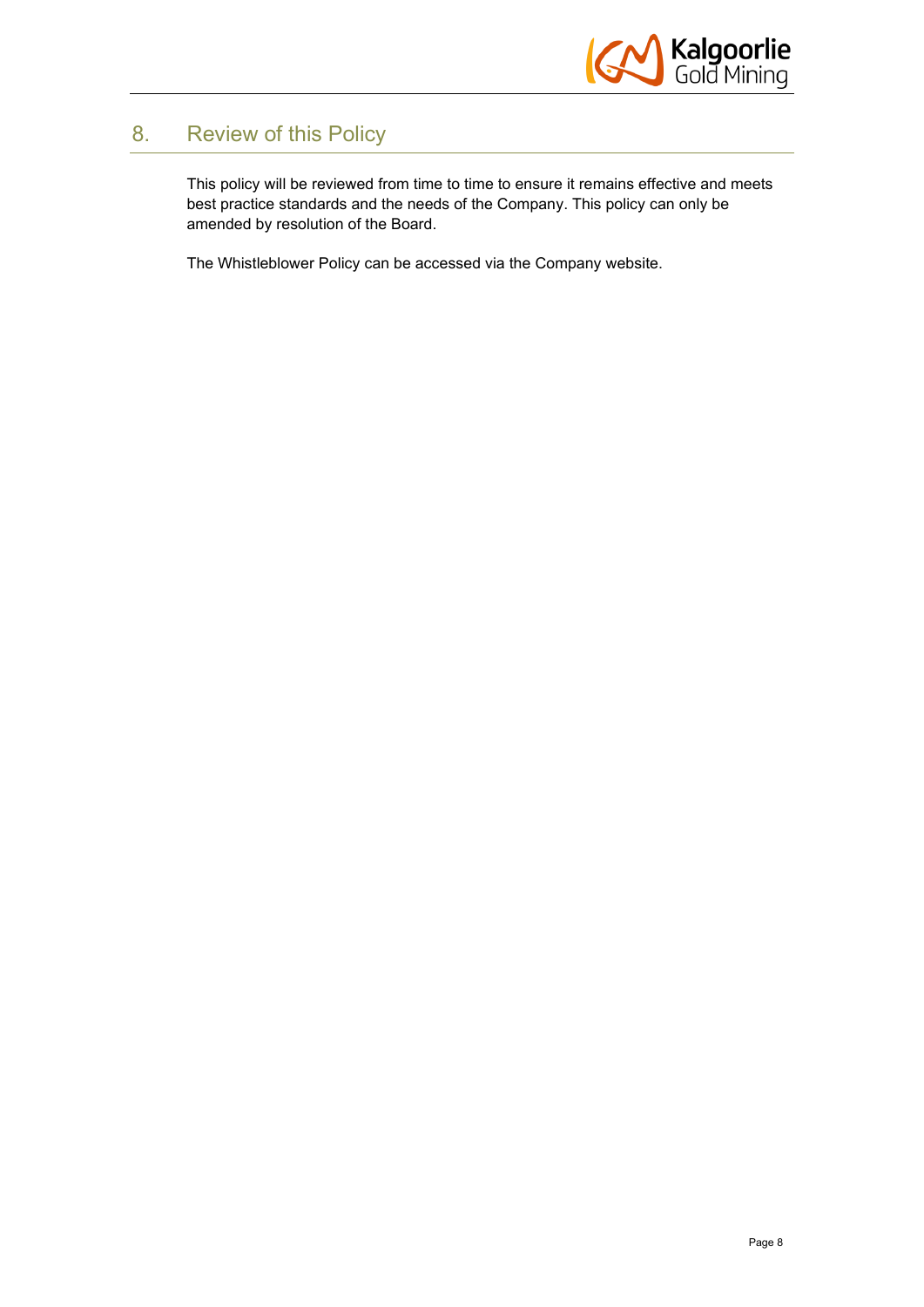## 8. Review of this Policy

This policy will be reviewed from time to time to ensure it remains effective and meets best practice standards and the needs of the Company. This policy can only be amended by resolution of the Board.

The Whistleblower Policy can be accessed via the Company website.